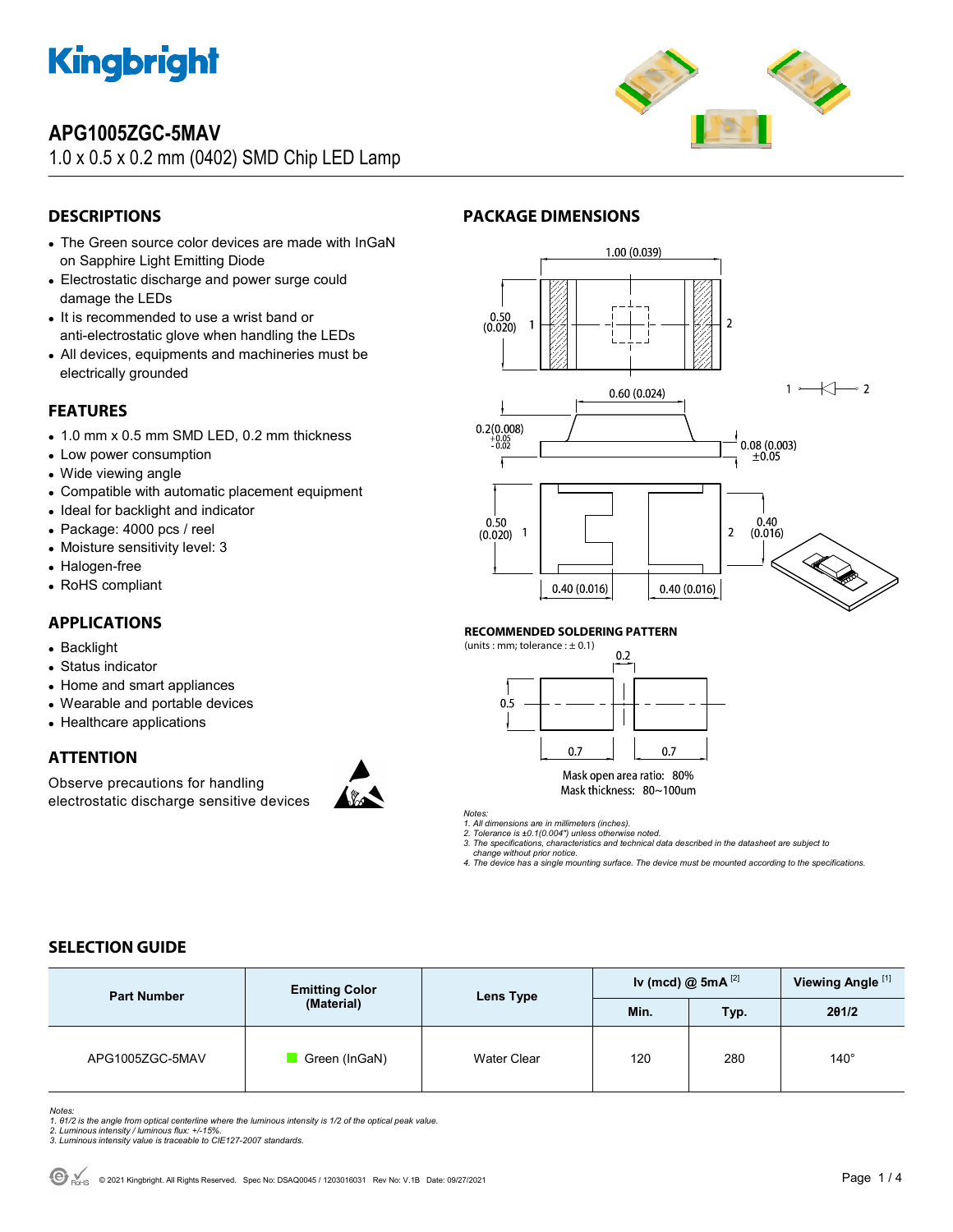# APG1005ZGC-5MAV

1.0 x 0.5 x 0.2 mm (0402) SMD Chip LED Lamp

## DESCRIPTIONS

- The Green source color devices are made with InGaN on Sapphire Light Emitting Diode
- Electrostatic discharge and power surge could damage the LEDs
- It is recommended to use a wrist band or anti-electrostatic glove when handling the LEDs
- All devices, equipments and machineries must be electrically grounded

## FEATURES

- 1.0 mm x 0.5 mm SMD LED, 0.2 mm thickness
- Low power consumption
- Wide viewing angle
- Compatible with automatic placement equipment
- Ideal for backlight and indicator
- Package: 4000 pcs / reel
- Moisture sensitivity level: 3
- Halogen-free
- RoHS compliant

## APPLICATIONS

- Backlight
- Status indicator
- Home and smart appliances
- Wearable and portable devices
- Healthcare applications

## ATTENTION

Observe precautions for handling electrostatic discharge sensitive devices

## PACKAGE DIMENSIONS

1.00 (0.039)
0.50 (0.020)
0.60 (0.024)
0.2(0.008) +0.05 / -0.02
0.08 (0.003) ±0.05
0.50 (0.020)
0.40 (0.016)
0.40 (0.016)
0.40 (0.016)

### RECOMMENDED SOLDERING PATTERN

(units : mm; tolerance : ± 0.1)

0.2
0.5
0.7
0.7

Mask open area ratio: 80%
Mask thickness: 80~100um

*Notes:*
*1. All dimensions are in millimeters (inches).*
*2. Tolerance is ±0.1(0.004") unless otherwise noted.*
*3. The specifications, characteristics and technical data described in the datasheet are subject to change without prior notice.*
*4. The device has a single mounting surface. The device must be mounted according to the specifications.*

## SELECTION GUIDE

| Part Number | Emitting Color (Material) | Lens Type | Iv (mcd) @ 5mA [2] | | Viewing Angle [1] |
|---|---|---|---|---|---|
| | | | Min. | Typ. | 2θ1/2 |
| APG1005ZGC-5MAV | Green (InGaN) | Water Clear | 120 | 280 | 140° |

*Notes:*
*1. θ1/2 is the angle from optical centerline where the luminous intensity is 1/2 of the optical peak value.*
*2. Luminous intensity / luminous flux: +/-15%.*
*3. Luminous intensity value is traceable to CIE127-2007 standards.*

© 2021 Kingbright. All Rights Reserved. Spec No: DSAQ0045 / 1203016031 Rev No: V.1B Date: 09/27/2021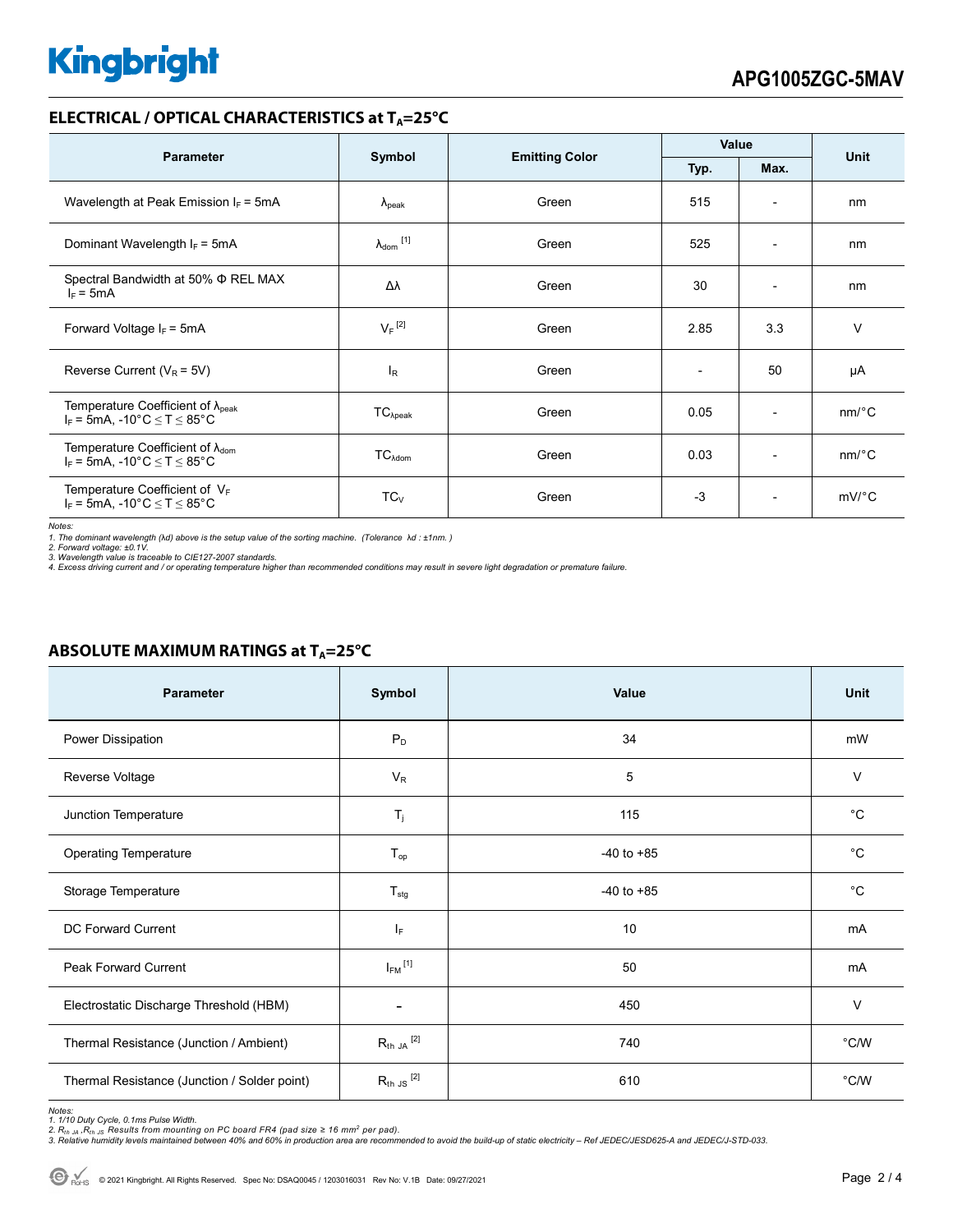## ELECTRICAL / OPTICAL CHARACTERISTICS at $T_A$=25°C

| Parameter | Symbol | Emitting Color | Value | | Unit |
|---|---|---|---|---|---|
| | | | Typ. | Max. | |
| Wavelength at Peak Emission $I_F$ = 5mA | $\lambda_{peak}$ | Green | 515 | - | nm |
| Dominant Wavelength $I_F$ = 5mA | $\lambda_{dom}$ [1] | Green | 525 | - | nm |
| Spectral Bandwidth at 50% Φ REL MAX $I_F$ = 5mA | Δλ | Green | 30 | - | nm |
| Forward Voltage $I_F$ = 5mA | $V_F$ [2] | Green | 2.85 | 3.3 | V |
| Reverse Current ($V_R$ = 5V) | $I_R$ | Green | - | 50 | μA |
| Temperature Coefficient of $\lambda_{peak}$ $I_F$ = 5mA, -10°C ≤ T ≤ 85°C | $TC_{\lambda peak}$ | Green | 0.05 | - | nm/°C |
| Temperature Coefficient of $\lambda_{dom}$ $I_F$ = 5mA, -10°C ≤ T ≤ 85°C | $TC_{\lambda dom}$ | Green | 0.03 | - | nm/°C |
| Temperature Coefficient of $V_F$ $I_F$ = 5mA, -10°C ≤ T ≤ 85°C | $TC_V$ | Green | -3 | - | mV/°C |

*Notes:*
*1. The dominant wavelength (λd) above is the setup value of the sorting machine. (Tolerance λd : ±1nm. )*
*2. Forward voltage: ±0.1V.*
*3. Wavelength value is traceable to CIE127-2007 standards.*
*4. Excess driving current and / or operating temperature higher than recommended conditions may result in severe light degradation or premature failure.*

## ABSOLUTE MAXIMUM RATINGS at $T_A$=25°C

| Parameter | Symbol | Value | Unit |
|---|---|---|---|
| Power Dissipation | $P_D$ | 34 | mW |
| Reverse Voltage | $V_R$ | 5 | V |
| Junction Temperature | $T_j$ | 115 | °C |
| Operating Temperature | $T_{op}$ | -40 to +85 | °C |
| Storage Temperature | $T_{stg}$ | -40 to +85 | °C |
| DC Forward Current | $I_F$ | 10 | mA |
| Peak Forward Current | $I_{FM}$ [1] | 50 | mA |
| Electrostatic Discharge Threshold (HBM) | - | 450 | V |
| Thermal Resistance (Junction / Ambient) | $R_{th\ JA}$ [2] | 740 | °C/W |
| Thermal Resistance (Junction / Solder point) | $R_{th\ JS}$ [2] | 610 | °C/W |

*Notes:*
*1. 1/10 Duty Cycle, 0.1ms Pulse Width.*
*2. $R_{th\ JA}$ ,$R_{th\ JS}$ Results from mounting on PC board FR4 (pad size ≥ 16 mm² per pad).*
*3. Relative humidity levels maintained between 40% and 60% in production area are recommended to avoid the build-up of static electricity – Ref JEDEC/JESD625-A and JEDEC/J-STD-033.*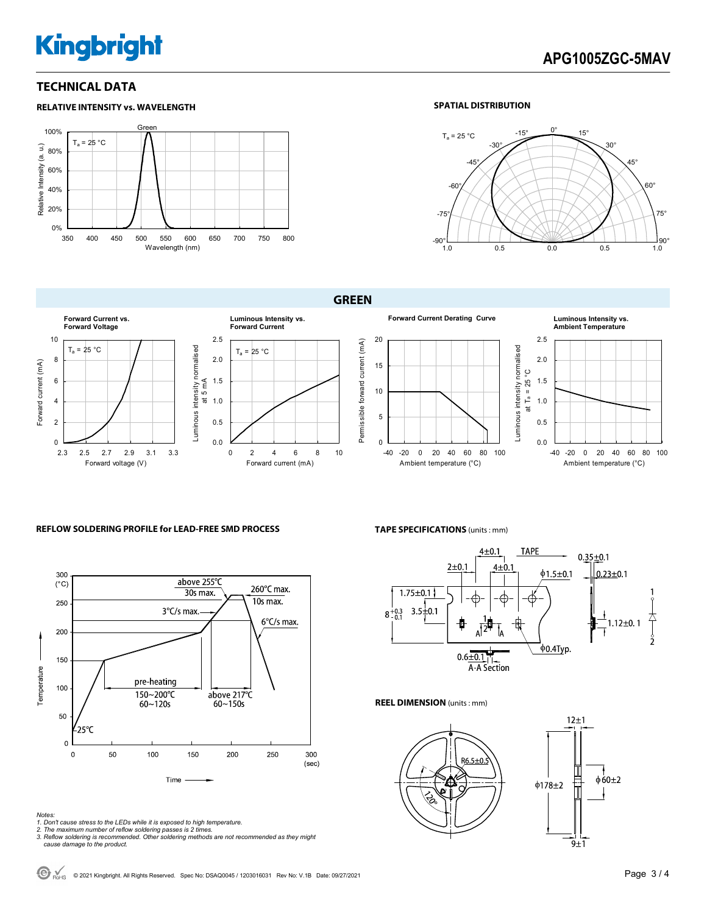# TECHNICAL DATA

### RELATIVE INTENSITY vs. WAVELENGTH

### SPATIAL DISTRIBUTION

## GREEN

**Forward Current vs. Forward Voltage**

**Luminous Intensity vs. Forward Current**

**Forward Current Derating Curve**

**Luminous Intensity vs. Ambient Temperature**

### REFLOW SOLDERING PROFILE for LEAD-FREE SMD PROCESS

### TAPE SPECIFICATIONS (units : mm)

### REEL DIMENSION (units : mm)

*Notes:*
*1. Don't cause stress to the LEDs while it is exposed to high temperature.*
*2. The maximum number of reflow soldering passes is 2 times.*
*3. Reflow soldering is recommended. Other soldering methods are not recommended as they might cause damage to the product.*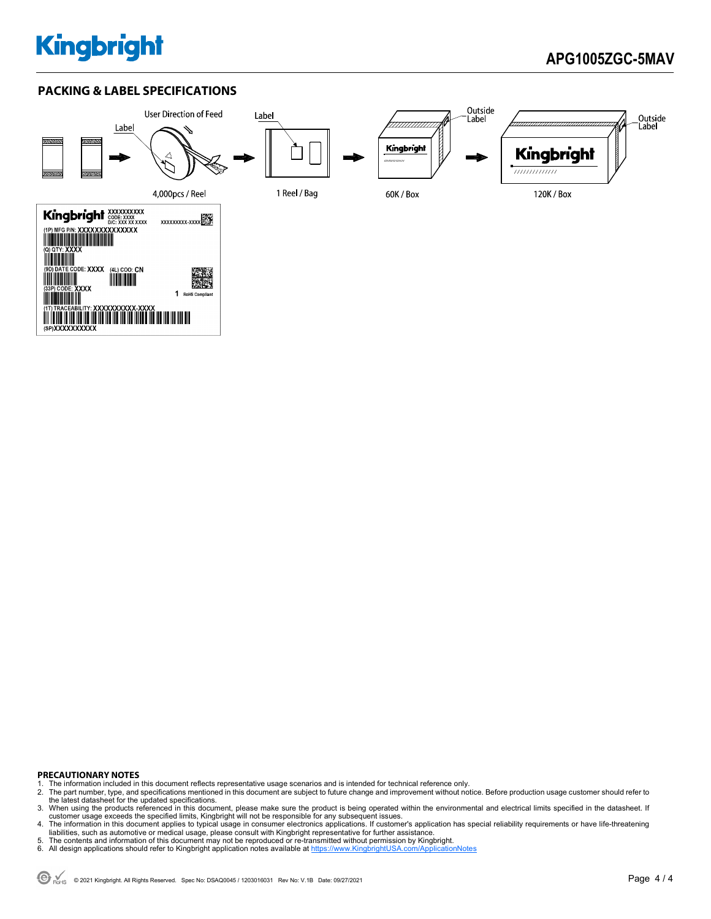## PACKING & LABEL SPECIFICATIONS

User Direction of Feed

Label

Label

Outside Label

Outside Label

4,000pcs / Reel

1 Reel / Bag

60K / Box

120K / Box

Kingbright XXXXXXXXXX
CODE: XXXX
D/C: XXX XX XXXX
XXXXXXXXX-XXXX
(1P) MFG P/N: XXXXXXXXXXXXXX
(Q) QTY: XXXX
(9D) DATE CODE: XXXX (4L) COO: CN
(33P) CODE: XXXX
1 RoHS Compliant
(1T) TRACEABILITY: XXXXXXXXXX-XXXX
(SP)XXXXXXXXXX

### PRECAUTIONARY NOTES

1. The information included in this document reflects representative usage scenarios and is intended for technical reference only.
2. The part number, type, and specifications mentioned in this document are subject to future change and improvement without notice. Before production usage customer should refer to the latest datasheet for the updated specifications.
3. When using the products referenced in this document, please make sure the product is being operated within the environmental and electrical limits specified in the datasheet. If customer usage exceeds the specified limits, Kingbright will not be responsible for any subsequent issues.
4. The information in this document applies to typical usage in consumer electronics applications. If customer's application has special reliability requirements or have life-threatening liabilities, such as automotive or medical usage, please consult with Kingbright representative for further assistance.
5. The contents and information of this document may not be reproduced or re-transmitted without permission by Kingbright.
6. All design applications should refer to Kingbright application notes available at https://www.KingbrightUSA.com/ApplicationNotes

© 2021 Kingbright. All Rights Reserved. Spec No: DSAQ0045 / 1203016031 Rev No: V.1B Date: 09/27/2021